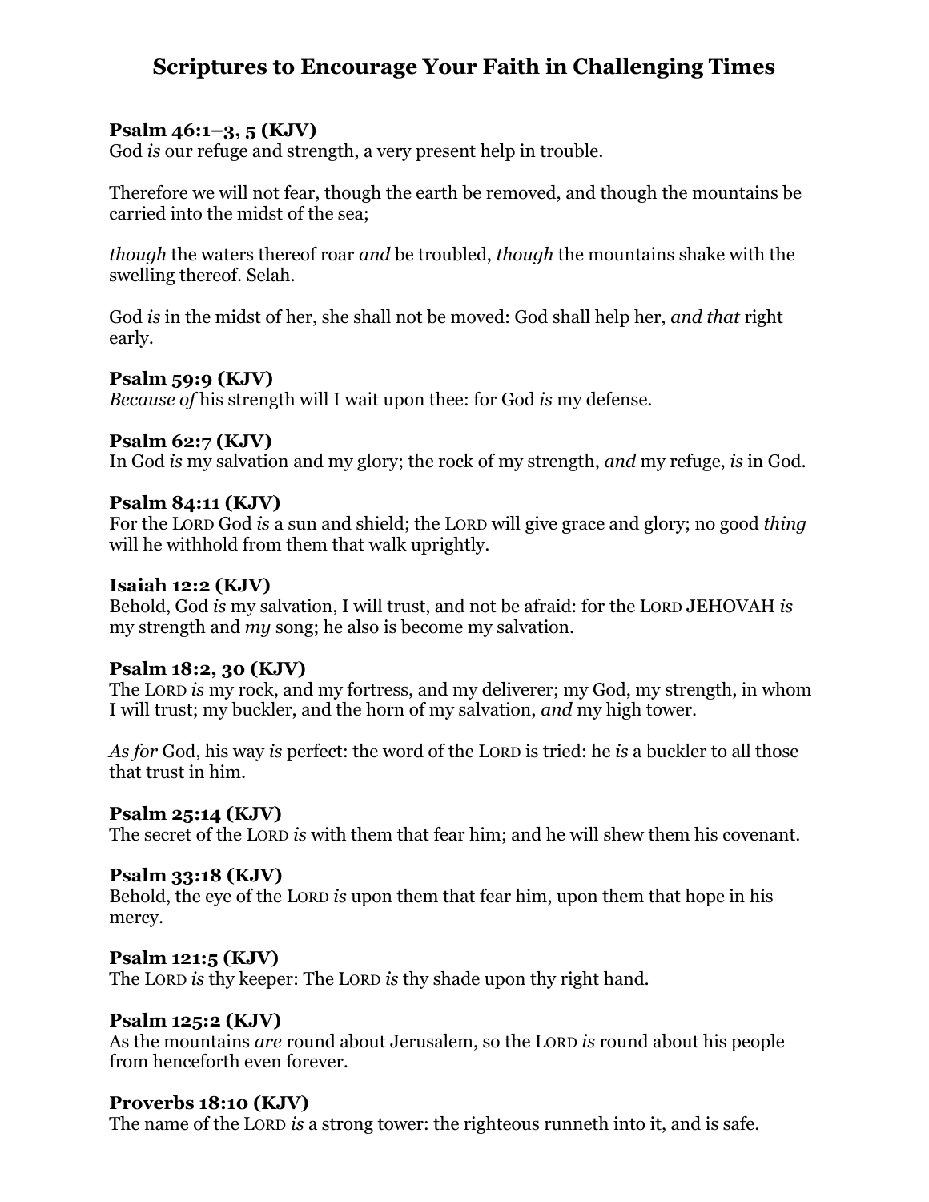# Scriptures to Encourage Your Faith in Challenging Times

**Psalm 46:1–3, 5 (KJV)**
God *is* our refuge and strength, a very present help in trouble.

Therefore we will not fear, though the earth be removed, and though the mountains be carried into the midst of the sea;

*though* the waters thereof roar *and* be troubled, *though* the mountains shake with the swelling thereof. Selah.

God *is* in the midst of her, she shall not be moved: God shall help her, *and that* right early.

**Psalm 59:9 (KJV)**
*Because of* his strength will I wait upon thee: for God *is* my defense.

**Psalm 62:7 (KJV)**
In God *is* my salvation and my glory; the rock of my strength, *and* my refuge, *is* in God.

**Psalm 84:11 (KJV)**
For the LORD God *is* a sun and shield; the LORD will give grace and glory; no good *thing* will he withhold from them that walk uprightly.

**Isaiah 12:2 (KJV)**
Behold, God *is* my salvation, I will trust, and not be afraid: for the LORD JEHOVAH *is* my strength and *my* song; he also is become my salvation.

**Psalm 18:2, 30 (KJV)**
The LORD *is* my rock, and my fortress, and my deliverer; my God, my strength, in whom I will trust; my buckler, and the horn of my salvation, *and* my high tower.

*As for* God, his way *is* perfect: the word of the LORD is tried: he *is* a buckler to all those that trust in him.

**Psalm 25:14 (KJV)**
The secret of the LORD *is* with them that fear him; and he will shew them his covenant.

**Psalm 33:18 (KJV)**
Behold, the eye of the LORD *is* upon them that fear him, upon them that hope in his mercy.

**Psalm 121:5 (KJV)**
The LORD *is* thy keeper: The LORD *is* thy shade upon thy right hand.

**Psalm 125:2 (KJV)**
As the mountains *are* round about Jerusalem, so the LORD *is* round about his people from henceforth even forever.

**Proverbs 18:10 (KJV)**
The name of the LORD *is* a strong tower: the righteous runneth into it, and is safe.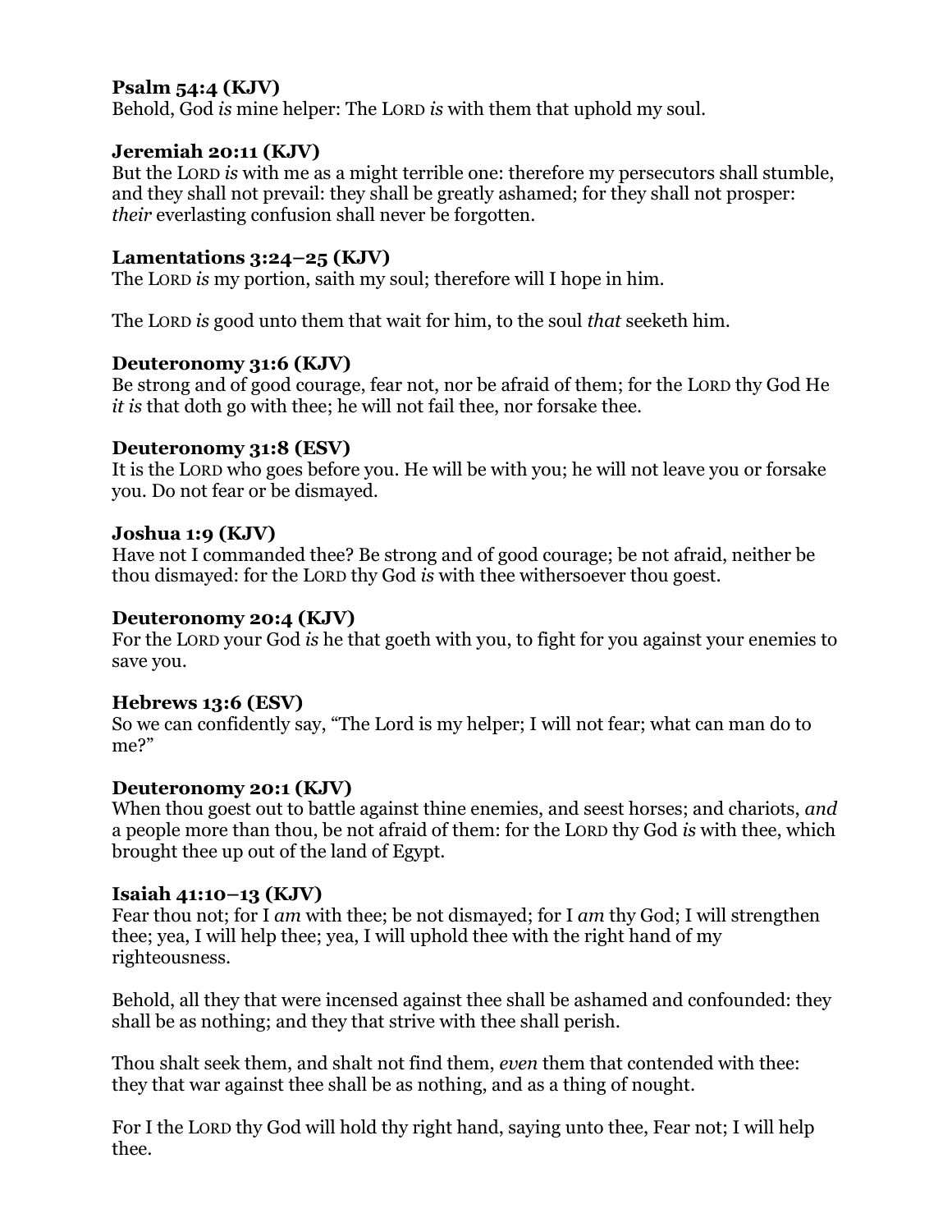**Psalm 54:4 (KJV)**
Behold, God *is* mine helper: The LORD *is* with them that uphold my soul.

**Jeremiah 20:11 (KJV)**
But the LORD *is* with me as a might terrible one: therefore my persecutors shall stumble, and they shall not prevail: they shall be greatly ashamed; for they shall not prosper: *their* everlasting confusion shall never be forgotten.

**Lamentations 3:24–25 (KJV)**
The LORD *is* my portion, saith my soul; therefore will I hope in him.

The LORD *is* good unto them that wait for him, to the soul *that* seeketh him.

**Deuteronomy 31:6 (KJV)**
Be strong and of good courage, fear not, nor be afraid of them; for the LORD thy God He *it is* that doth go with thee; he will not fail thee, nor forsake thee.

**Deuteronomy 31:8 (ESV)**
It is the LORD who goes before you. He will be with you; he will not leave you or forsake you. Do not fear or be dismayed.

**Joshua 1:9 (KJV)**
Have not I commanded thee? Be strong and of good courage; be not afraid, neither be thou dismayed: for the LORD thy God *is* with thee withersoever thou goest.

**Deuteronomy 20:4 (KJV)**
For the LORD your God *is* he that goeth with you, to fight for you against your enemies to save you.

**Hebrews 13:6 (ESV)**
So we can confidently say, "The Lord is my helper; I will not fear; what can man do to me?"

**Deuteronomy 20:1 (KJV)**
When thou goest out to battle against thine enemies, and seest horses; and chariots, *and* a people more than thou, be not afraid of them: for the LORD thy God *is* with thee, which brought thee up out of the land of Egypt.

**Isaiah 41:10–13 (KJV)**
Fear thou not; for I *am* with thee; be not dismayed; for I *am* thy God; I will strengthen thee; yea, I will help thee; yea, I will uphold thee with the right hand of my righteousness.

Behold, all they that were incensed against thee shall be ashamed and confounded: they shall be as nothing; and they that strive with thee shall perish.

Thou shalt seek them, and shalt not find them, *even* them that contended with thee: they that war against thee shall be as nothing, and as a thing of nought.

For I the LORD thy God will hold thy right hand, saying unto thee, Fear not; I will help thee.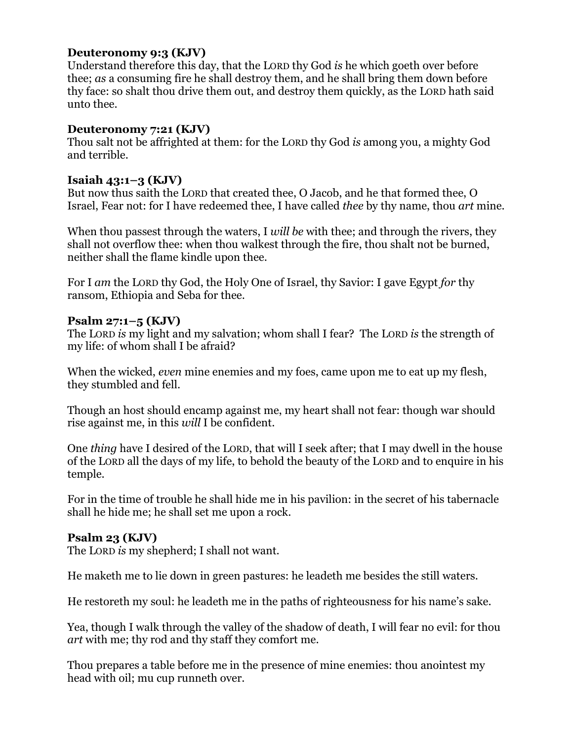**Deuteronomy 9:3 (KJV)**
Understand therefore this day, that the LORD thy God *is* he which goeth over before thee; *as* a consuming fire he shall destroy them, and he shall bring them down before thy face: so shalt thou drive them out, and destroy them quickly, as the LORD hath said unto thee.

**Deuteronomy 7:21 (KJV)**
Thou salt not be affrighted at them: for the LORD thy God *is* among you, a mighty God and terrible.

**Isaiah 43:1–3 (KJV)**
But now thus saith the LORD that created thee, O Jacob, and he that formed thee, O Israel, Fear not: for I have redeemed thee, I have called *thee* by thy name, thou *art* mine.

When thou passest through the waters, I *will be* with thee; and through the rivers, they shall not overflow thee: when thou walkest through the fire, thou shalt not be burned, neither shall the flame kindle upon thee.

For I *am* the LORD thy God, the Holy One of Israel, thy Savior: I gave Egypt *for* thy ransom, Ethiopia and Seba for thee.

**Psalm 27:1–5 (KJV)**
The LORD *is* my light and my salvation; whom shall I fear? The LORD *is* the strength of my life: of whom shall I be afraid?

When the wicked, *even* mine enemies and my foes, came upon me to eat up my flesh, they stumbled and fell.

Though an host should encamp against me, my heart shall not fear: though war should rise against me, in this *will* I be confident.

One *thing* have I desired of the LORD, that will I seek after; that I may dwell in the house of the LORD all the days of my life, to behold the beauty of the LORD and to enquire in his temple.

For in the time of trouble he shall hide me in his pavilion: in the secret of his tabernacle shall he hide me; he shall set me upon a rock.

**Psalm 23 (KJV)**
The LORD *is* my shepherd; I shall not want.

He maketh me to lie down in green pastures: he leadeth me besides the still waters.

He restoreth my soul: he leadeth me in the paths of righteousness for his name's sake.

Yea, though I walk through the valley of the shadow of death, I will fear no evil: for thou *art* with me; thy rod and thy staff they comfort me.

Thou prepares a table before me in the presence of mine enemies: thou anointest my head with oil; mu cup runneth over.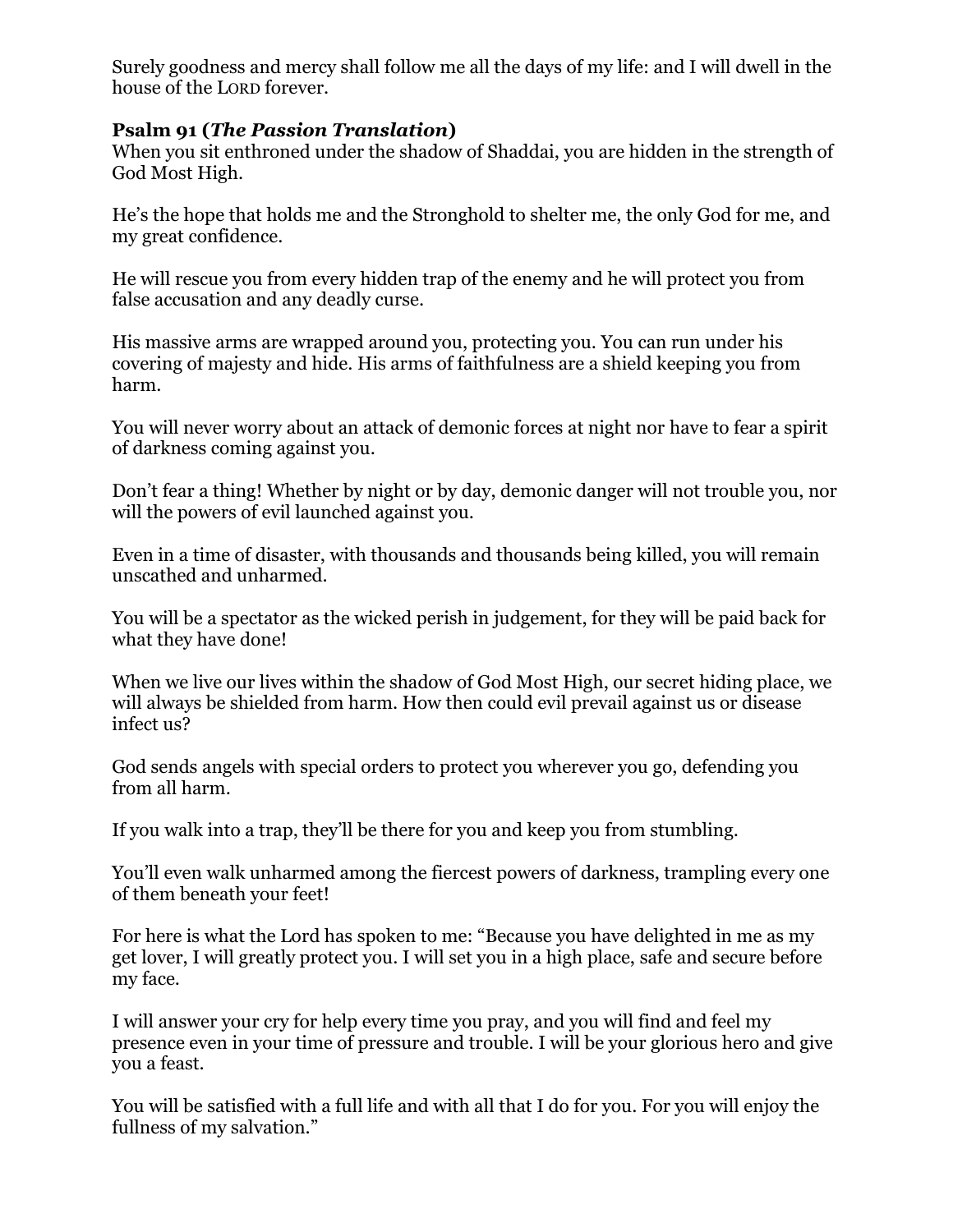Surely goodness and mercy shall follow me all the days of my life: and I will dwell in the house of the LORD forever.

**Psalm 91 (*The Passion Translation*)**
When you sit enthroned under the shadow of Shaddai, you are hidden in the strength of God Most High.

He's the hope that holds me and the Stronghold to shelter me, the only God for me, and my great confidence.

He will rescue you from every hidden trap of the enemy and he will protect you from false accusation and any deadly curse.

His massive arms are wrapped around you, protecting you. You can run under his covering of majesty and hide. His arms of faithfulness are a shield keeping you from harm.

You will never worry about an attack of demonic forces at night nor have to fear a spirit of darkness coming against you.

Don't fear a thing! Whether by night or by day, demonic danger will not trouble you, nor will the powers of evil launched against you.

Even in a time of disaster, with thousands and thousands being killed, you will remain unscathed and unharmed.

You will be a spectator as the wicked perish in judgement, for they will be paid back for what they have done!

When we live our lives within the shadow of God Most High, our secret hiding place, we will always be shielded from harm. How then could evil prevail against us or disease infect us?

God sends angels with special orders to protect you wherever you go, defending you from all harm.

If you walk into a trap, they'll be there for you and keep you from stumbling.

You'll even walk unharmed among the fiercest powers of darkness, trampling every one of them beneath your feet!

For here is what the Lord has spoken to me: "Because you have delighted in me as my get lover, I will greatly protect you. I will set you in a high place, safe and secure before my face.

I will answer your cry for help every time you pray, and you will find and feel my presence even in your time of pressure and trouble. I will be your glorious hero and give you a feast.

You will be satisfied with a full life and with all that I do for you. For you will enjoy the fullness of my salvation."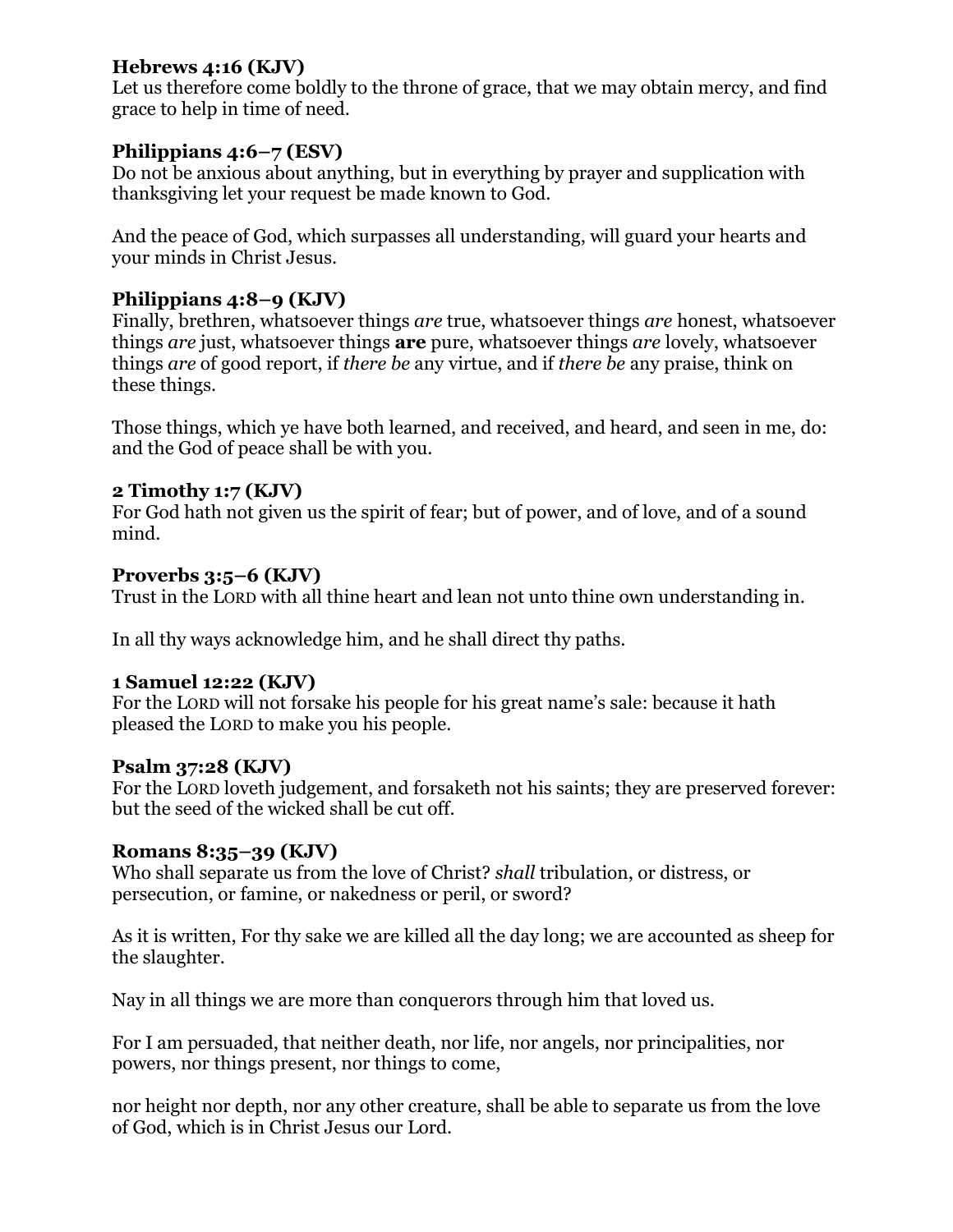**Hebrews 4:16 (KJV)**
Let us therefore come boldly to the throne of grace, that we may obtain mercy, and find grace to help in time of need.

**Philippians 4:6–7 (ESV)**
Do not be anxious about anything, but in everything by prayer and supplication with thanksgiving let your request be made known to God.

And the peace of God, which surpasses all understanding, will guard your hearts and your minds in Christ Jesus.

**Philippians 4:8–9 (KJV)**
Finally, brethren, whatsoever things *are* true, whatsoever things *are* honest, whatsoever things *are* just, whatsoever things **are** pure, whatsoever things *are* lovely, whatsoever things *are* of good report, if *there be* any virtue, and if *there be* any praise, think on these things.

Those things, which ye have both learned, and received, and heard, and seen in me, do: and the God of peace shall be with you.

**2 Timothy 1:7 (KJV)**
For God hath not given us the spirit of fear; but of power, and of love, and of a sound mind.

**Proverbs 3:5–6 (KJV)**
Trust in the LORD with all thine heart and lean not unto thine own understanding in.

In all thy ways acknowledge him, and he shall direct thy paths.

**1 Samuel 12:22 (KJV)**
For the LORD will not forsake his people for his great name's sale: because it hath pleased the LORD to make you his people.

**Psalm 37:28 (KJV)**
For the LORD loveth judgement, and forsaketh not his saints; they are preserved forever: but the seed of the wicked shall be cut off.

**Romans 8:35–39 (KJV)**
Who shall separate us from the love of Christ? *shall* tribulation, or distress, or persecution, or famine, or nakedness or peril, or sword?

As it is written, For thy sake we are killed all the day long; we are accounted as sheep for the slaughter.

Nay in all things we are more than conquerors through him that loved us.

For I am persuaded, that neither death, nor life, nor angels, nor principalities, nor powers, nor things present, nor things to come,

nor height nor depth, nor any other creature, shall be able to separate us from the love of God, which is in Christ Jesus our Lord.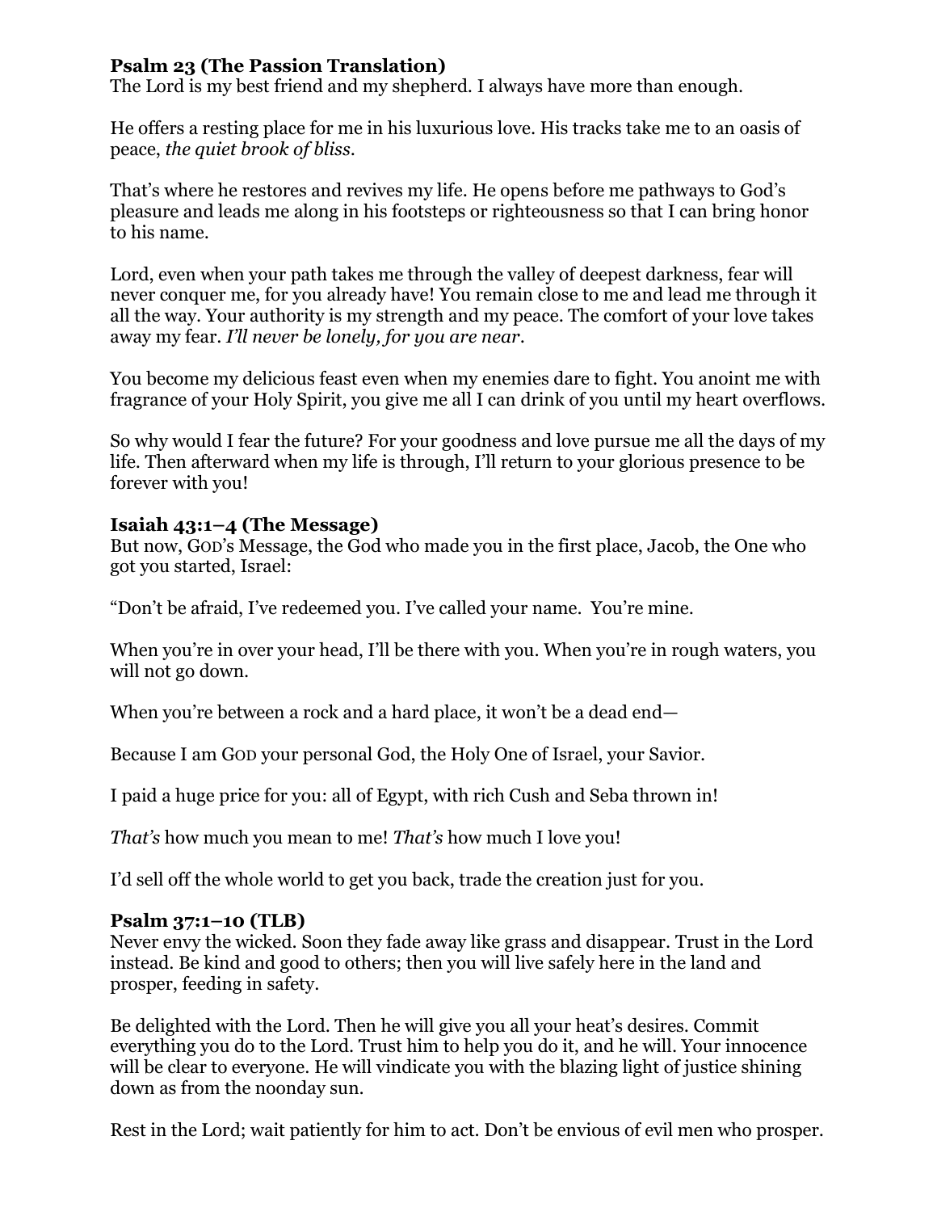**Psalm 23 (The Passion Translation)**
The Lord is my best friend and my shepherd. I always have more than enough.

He offers a resting place for me in his luxurious love. His tracks take me to an oasis of peace, *the quiet brook of bliss*.

That's where he restores and revives my life. He opens before me pathways to God's pleasure and leads me along in his footsteps or righteousness so that I can bring honor to his name.

Lord, even when your path takes me through the valley of deepest darkness, fear will never conquer me, for you already have! You remain close to me and lead me through it all the way. Your authority is my strength and my peace. The comfort of your love takes away my fear. *I'll never be lonely, for you are near*.

You become my delicious feast even when my enemies dare to fight. You anoint me with fragrance of your Holy Spirit, you give me all I can drink of you until my heart overflows.

So why would I fear the future? For your goodness and love pursue me all the days of my life. Then afterward when my life is through, I'll return to your glorious presence to be forever with you!

**Isaiah 43:1–4 (The Message)**
But now, GOD's Message, the God who made you in the first place, Jacob, the One who got you started, Israel:

"Don't be afraid, I've redeemed you. I've called your name. You're mine.

When you're in over your head, I'll be there with you. When you're in rough waters, you will not go down.

When you're between a rock and a hard place, it won't be a dead end—

Because I am GOD your personal God, the Holy One of Israel, your Savior.

I paid a huge price for you: all of Egypt, with rich Cush and Seba thrown in!

*That's* how much you mean to me! *That's* how much I love you!

I'd sell off the whole world to get you back, trade the creation just for you.

**Psalm 37:1–10 (TLB)**
Never envy the wicked. Soon they fade away like grass and disappear. Trust in the Lord instead. Be kind and good to others; then you will live safely here in the land and prosper, feeding in safety.

Be delighted with the Lord. Then he will give you all your heat's desires. Commit everything you do to the Lord. Trust him to help you do it, and he will. Your innocence will be clear to everyone. He will vindicate you with the blazing light of justice shining down as from the noonday sun.

Rest in the Lord; wait patiently for him to act. Don't be envious of evil men who prosper.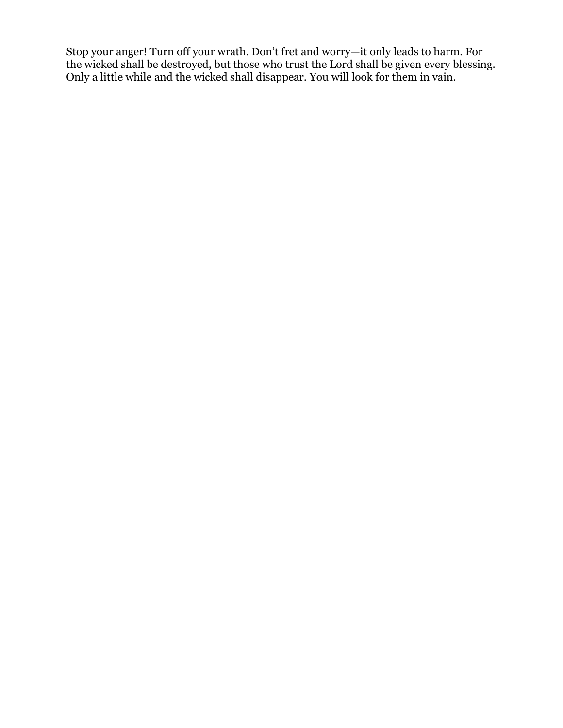Stop your anger! Turn off your wrath. Don’t fret and worry—it only leads to harm. For the wicked shall be destroyed, but those who trust the Lord shall be given every blessing. Only a little while and the wicked shall disappear. You will look for them in vain.